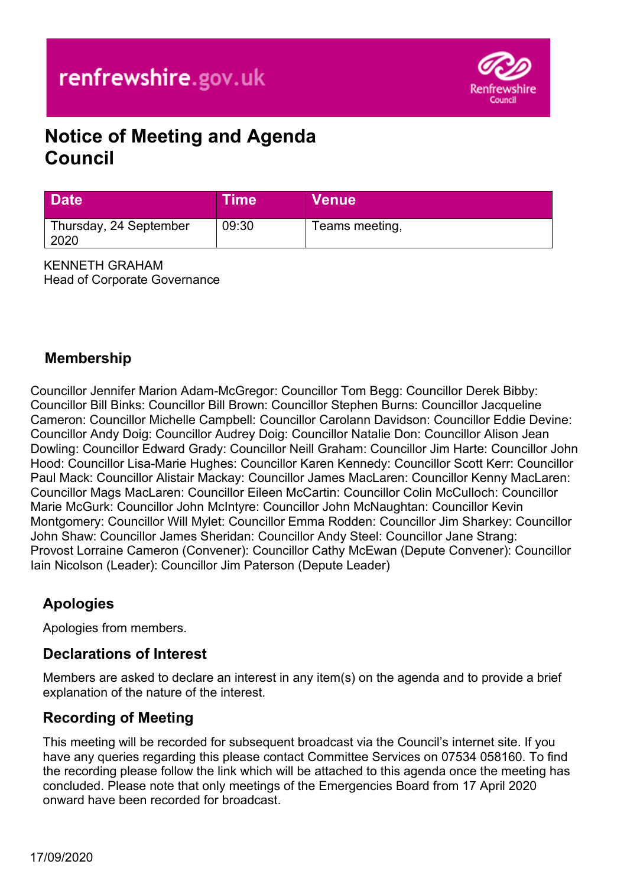renfrewshire.gov.uk

Renfrewshire Council

# Notice of Meeting and Agenda
# Council

| Date | Time | Venue |
| --- | --- | --- |
| Thursday, 24 September 2020 | 09:30 | Teams meeting, |

KENNETH GRAHAM
Head of Corporate Governance

## Membership

Councillor Jennifer Marion Adam-McGregor: Councillor Tom Begg: Councillor Derek Bibby: Councillor Bill Binks: Councillor Bill Brown: Councillor Stephen Burns: Councillor Jacqueline Cameron: Councillor Michelle Campbell: Councillor Carolann Davidson: Councillor Eddie Devine: Councillor Andy Doig: Councillor Audrey Doig: Councillor Natalie Don: Councillor Alison Jean Dowling: Councillor Edward Grady: Councillor Neill Graham: Councillor Jim Harte: Councillor John Hood: Councillor Lisa-Marie Hughes: Councillor Karen Kennedy: Councillor Scott Kerr: Councillor Paul Mack: Councillor Alistair Mackay: Councillor James MacLaren: Councillor Kenny MacLaren: Councillor Mags MacLaren: Councillor Eileen McCartin: Councillor Colin McCulloch: Councillor Marie McGurk: Councillor John McIntyre: Councillor John McNaughtan: Councillor Kevin Montgomery: Councillor Will Mylet: Councillor Emma Rodden: Councillor Jim Sharkey: Councillor John Shaw: Councillor James Sheridan: Councillor Andy Steel: Councillor Jane Strang: Provost Lorraine Cameron (Convener): Councillor Cathy McEwan (Depute Convener): Councillor Iain Nicolson (Leader): Councillor Jim Paterson (Depute Leader)

## Apologies

Apologies from members.

## Declarations of Interest

Members are asked to declare an interest in any item(s) on the agenda and to provide a brief explanation of the nature of the interest.

## Recording of Meeting

This meeting will be recorded for subsequent broadcast via the Council's internet site. If you have any queries regarding this please contact Committee Services on 07534 058160. To find the recording please follow the link which will be attached to this agenda once the meeting has concluded. Please note that only meetings of the Emergencies Board from 17 April 2020 onward have been recorded for broadcast.

17/09/2020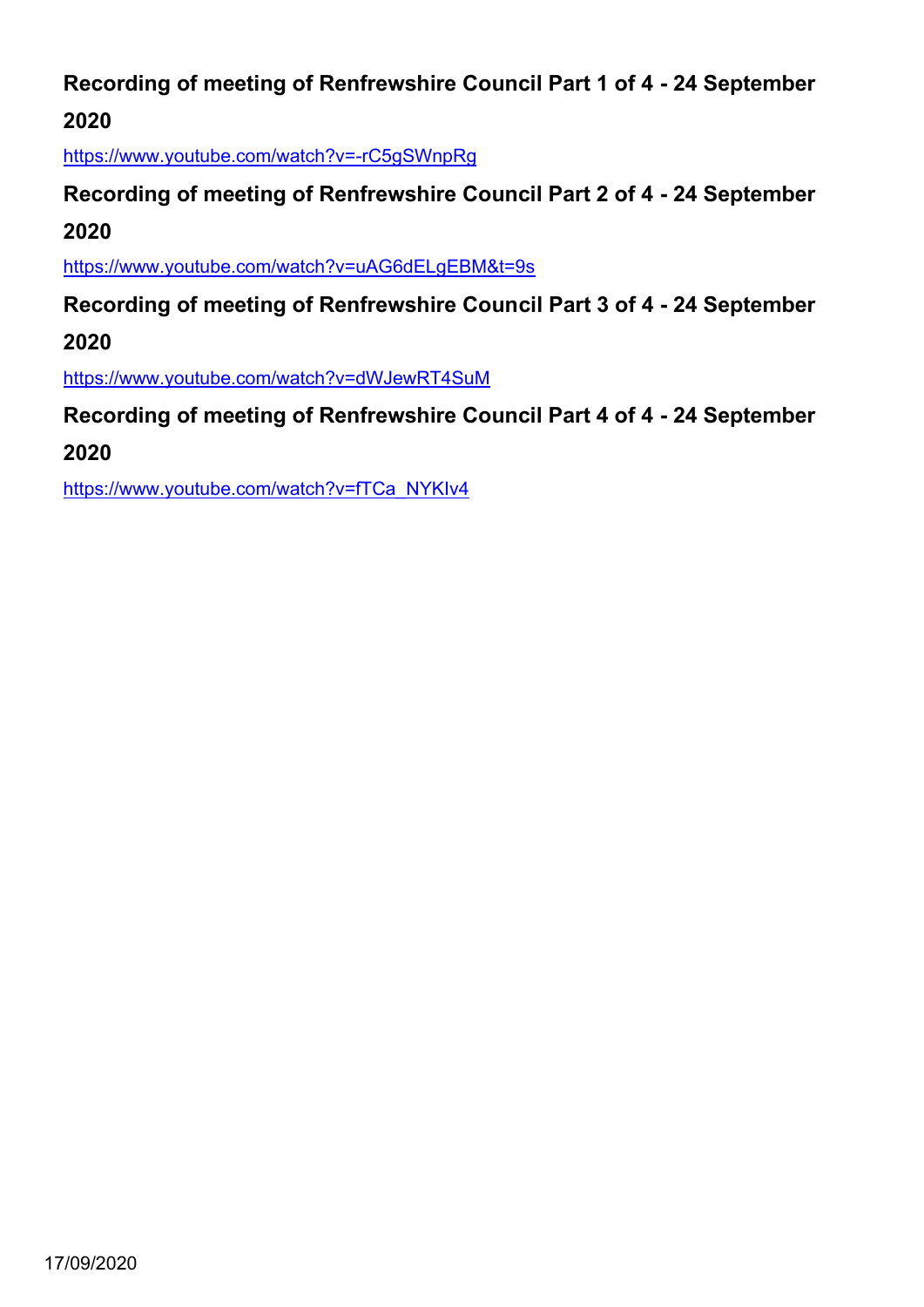**Recording of meeting of Renfrewshire Council Part 1 of 4 - 24 September 2020**

https://www.youtube.com/watch?v=-rC5gSWnpRg

**Recording of meeting of Renfrewshire Council Part 2 of 4 - 24 September 2020**

https://www.youtube.com/watch?v=uAG6dELgEBM&t=9s

**Recording of meeting of Renfrewshire Council Part 3 of 4 - 24 September 2020**

https://www.youtube.com/watch?v=dWJewRT4SuM

**Recording of meeting of Renfrewshire Council Part 4 of 4 - 24 September 2020**

https://www.youtube.com/watch?v=fTCa_NYKIv4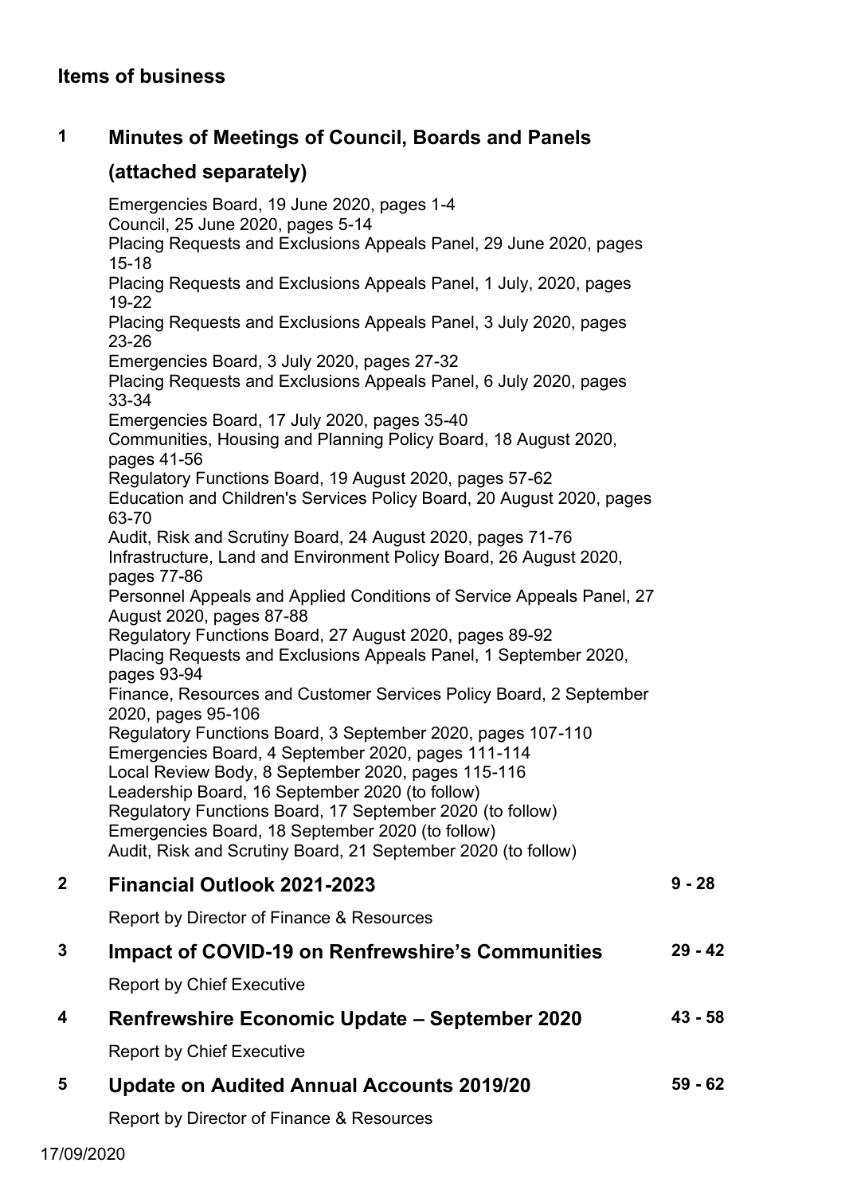## Items of business

### 1 Minutes of Meetings of Council, Boards and Panels (attached separately)

Emergencies Board, 19 June 2020, pages 1-4
Council, 25 June 2020, pages 5-14
Placing Requests and Exclusions Appeals Panel, 29 June 2020, pages 15-18
Placing Requests and Exclusions Appeals Panel, 1 July, 2020, pages 19-22
Placing Requests and Exclusions Appeals Panel, 3 July 2020, pages 23-26
Emergencies Board, 3 July 2020, pages 27-32
Placing Requests and Exclusions Appeals Panel, 6 July 2020, pages 33-34
Emergencies Board, 17 July 2020, pages 35-40
Communities, Housing and Planning Policy Board, 18 August 2020, pages 41-56
Regulatory Functions Board, 19 August 2020, pages 57-62
Education and Children's Services Policy Board, 20 August 2020, pages 63-70
Audit, Risk and Scrutiny Board, 24 August 2020, pages 71-76
Infrastructure, Land and Environment Policy Board, 26 August 2020, pages 77-86
Personnel Appeals and Applied Conditions of Service Appeals Panel, 27 August 2020, pages 87-88
Regulatory Functions Board, 27 August 2020, pages 89-92
Placing Requests and Exclusions Appeals Panel, 1 September 2020, pages 93-94
Finance, Resources and Customer Services Policy Board, 2 September 2020, pages 95-106
Regulatory Functions Board, 3 September 2020, pages 107-110
Emergencies Board, 4 September 2020, pages 111-114
Local Review Body, 8 September 2020, pages 115-116
Leadership Board, 16 September 2020 (to follow)
Regulatory Functions Board, 17 September 2020 (to follow)
Emergencies Board, 18 September 2020 (to follow)
Audit, Risk and Scrutiny Board, 21 September 2020 (to follow)

### 2 Financial Outlook 2021-2023 — 9 - 28

Report by Director of Finance & Resources

### 3 Impact of COVID-19 on Renfrewshire's Communities — 29 - 42

Report by Chief Executive

### 4 Renfrewshire Economic Update – September 2020 — 43 - 58

Report by Chief Executive

### 5 Update on Audited Annual Accounts 2019/20 — 59 - 62

Report by Director of Finance & Resources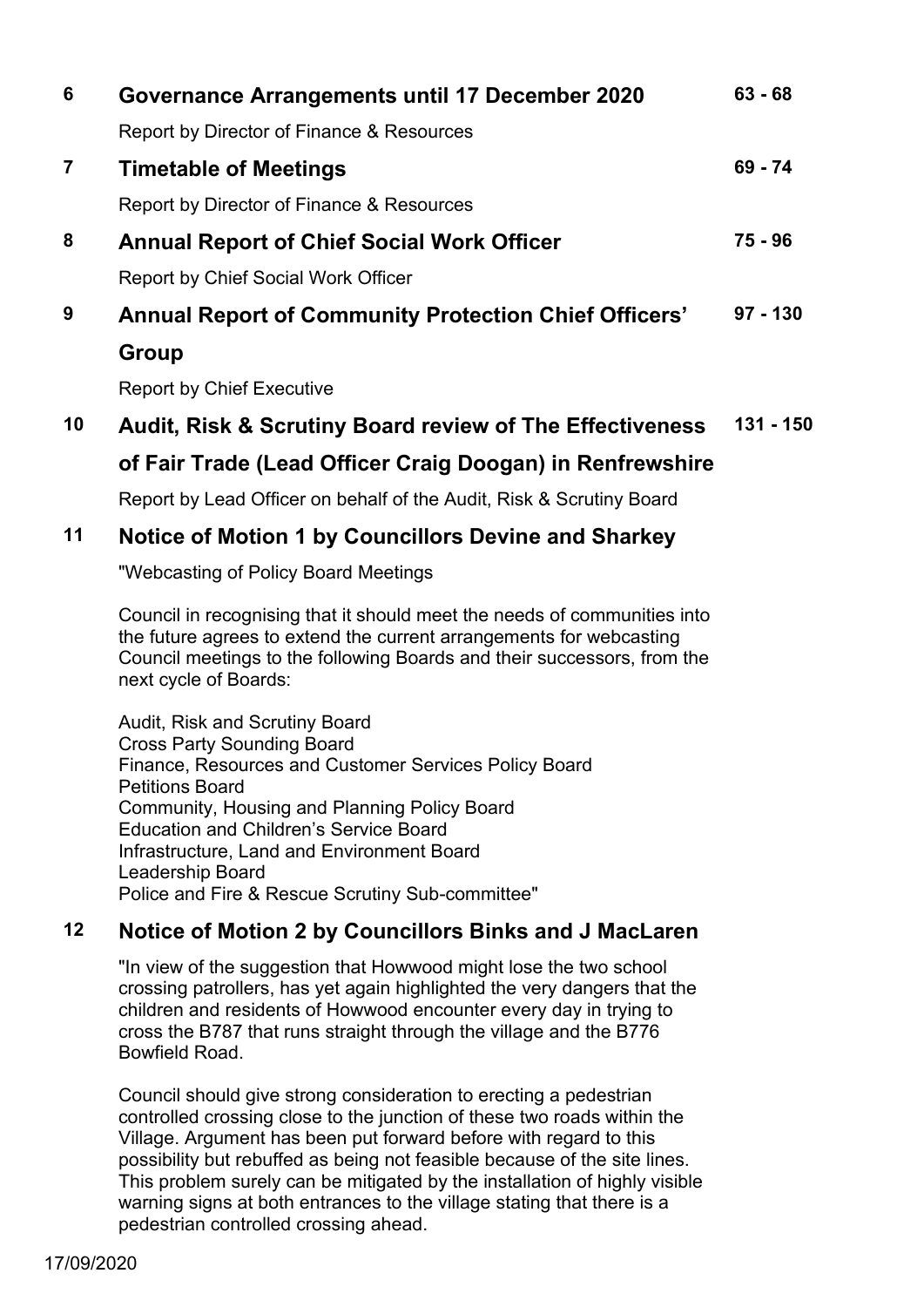## 6 Governance Arrangements until 17 December 2020 — 63 - 68

Report by Director of Finance & Resources

## 7 Timetable of Meetings — 69 - 74

Report by Director of Finance & Resources

## 8 Annual Report of Chief Social Work Officer — 75 - 96

Report by Chief Social Work Officer

## 9 Annual Report of Community Protection Chief Officers' Group — 97 - 130

Report by Chief Executive

## 10 Audit, Risk & Scrutiny Board review of The Effectiveness of Fair Trade (Lead Officer Craig Doogan) in Renfrewshire — 131 - 150

Report by Lead Officer on behalf of the Audit, Risk & Scrutiny Board

## 11 Notice of Motion 1 by Councillors Devine and Sharkey

"Webcasting of Policy Board Meetings

Council in recognising that it should meet the needs of communities into the future agrees to extend the current arrangements for webcasting Council meetings to the following Boards and their successors, from the next cycle of Boards:

Audit, Risk and Scrutiny Board
Cross Party Sounding Board
Finance, Resources and Customer Services Policy Board
Petitions Board
Community, Housing and Planning Policy Board
Education and Children's Service Board
Infrastructure, Land and Environment Board
Leadership Board
Police and Fire & Rescue Scrutiny Sub-committee"

## 12 Notice of Motion 2 by Councillors Binks and J MacLaren

"In view of the suggestion that Howwood might lose the two school crossing patrollers, has yet again highlighted the very dangers that the children and residents of Howwood encounter every day in trying to cross the B787 that runs straight through the village and the B776 Bowfield Road.

Council should give strong consideration to erecting a pedestrian controlled crossing close to the junction of these two roads within the Village. Argument has been put forward before with regard to this possibility but rebuffed as being not feasible because of the site lines. This problem surely can be mitigated by the installation of highly visible warning signs at both entrances to the village stating that there is a pedestrian controlled crossing ahead.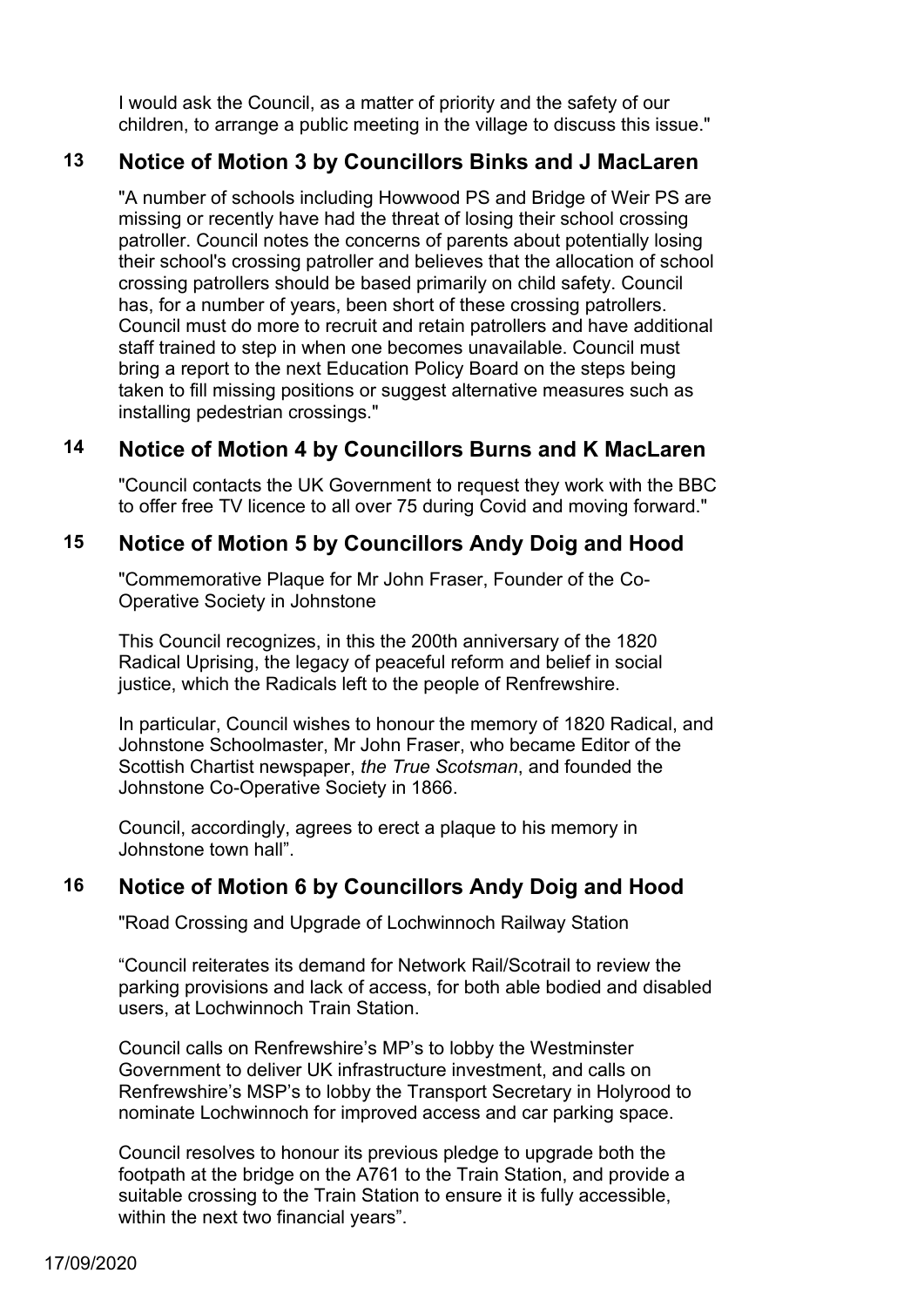I would ask the Council, as a matter of priority and the safety of our children, to arrange a public meeting in the village to discuss this issue."

## 13 Notice of Motion 3 by Councillors Binks and J MacLaren

"A number of schools including Howwood PS and Bridge of Weir PS are missing or recently have had the threat of losing their school crossing patroller. Council notes the concerns of parents about potentially losing their school's crossing patroller and believes that the allocation of school crossing patrollers should be based primarily on child safety. Council has, for a number of years, been short of these crossing patrollers. Council must do more to recruit and retain patrollers and have additional staff trained to step in when one becomes unavailable. Council must bring a report to the next Education Policy Board on the steps being taken to fill missing positions or suggest alternative measures such as installing pedestrian crossings."

## 14 Notice of Motion 4 by Councillors Burns and K MacLaren

"Council contacts the UK Government to request they work with the BBC to offer free TV licence to all over 75 during Covid and moving forward."

## 15 Notice of Motion 5 by Councillors Andy Doig and Hood

"Commemorative Plaque for Mr John Fraser, Founder of the Co-Operative Society in Johnstone

This Council recognizes, in this the 200th anniversary of the 1820 Radical Uprising, the legacy of peaceful reform and belief in social justice, which the Radicals left to the people of Renfrewshire.

In particular, Council wishes to honour the memory of 1820 Radical, and Johnstone Schoolmaster, Mr John Fraser, who became Editor of the Scottish Chartist newspaper, *the True Scotsman*, and founded the Johnstone Co-Operative Society in 1866.

Council, accordingly, agrees to erect a plaque to his memory in Johnstone town hall".

## 16 Notice of Motion 6 by Councillors Andy Doig and Hood

"Road Crossing and Upgrade of Lochwinnoch Railway Station

"Council reiterates its demand for Network Rail/Scotrail to review the parking provisions and lack of access, for both able bodied and disabled users, at Lochwinnoch Train Station.

Council calls on Renfrewshire's MP's to lobby the Westminster Government to deliver UK infrastructure investment, and calls on Renfrewshire's MSP's to lobby the Transport Secretary in Holyrood to nominate Lochwinnoch for improved access and car parking space.

Council resolves to honour its previous pledge to upgrade both the footpath at the bridge on the A761 to the Train Station, and provide a suitable crossing to the Train Station to ensure it is fully accessible, within the next two financial years".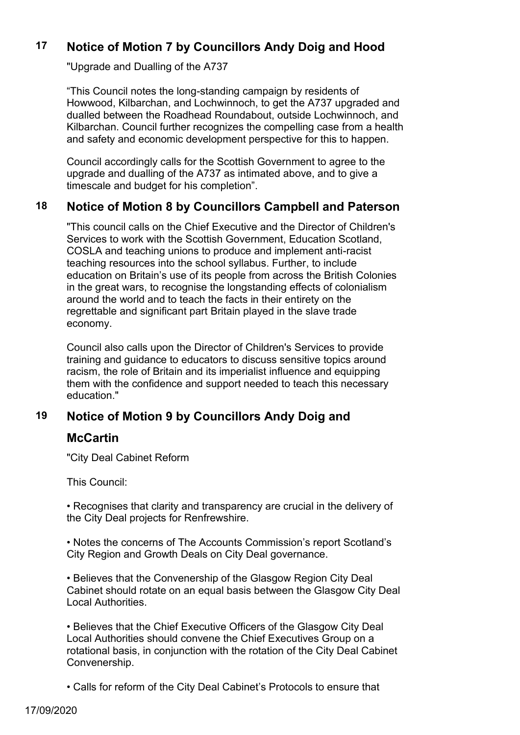## 17 Notice of Motion 7 by Councillors Andy Doig and Hood

"Upgrade and Dualling of the A737

"This Council notes the long-standing campaign by residents of Howwood, Kilbarchan, and Lochwinnoch, to get the A737 upgraded and dualled between the Roadhead Roundabout, outside Lochwinnoch, and Kilbarchan. Council further recognizes the compelling case from a health and safety and economic development perspective for this to happen.

Council accordingly calls for the Scottish Government to agree to the upgrade and dualling of the A737 as intimated above, and to give a timescale and budget for his completion".

## 18 Notice of Motion 8 by Councillors Campbell and Paterson

"This council calls on the Chief Executive and the Director of Children's Services to work with the Scottish Government, Education Scotland, COSLA and teaching unions to produce and implement anti-racist teaching resources into the school syllabus. Further, to include education on Britain's use of its people from across the British Colonies in the great wars, to recognise the longstanding effects of colonialism around the world and to teach the facts in their entirety on the regrettable and significant part Britain played in the slave trade economy.

Council also calls upon the Director of Children's Services to provide training and guidance to educators to discuss sensitive topics around racism, the role of Britain and its imperialist influence and equipping them with the confidence and support needed to teach this necessary education."

## 19 Notice of Motion 9 by Councillors Andy Doig and McCartin

"City Deal Cabinet Reform

This Council:

• Recognises that clarity and transparency are crucial in the delivery of the City Deal projects for Renfrewshire.

• Notes the concerns of The Accounts Commission's report Scotland's City Region and Growth Deals on City Deal governance.

• Believes that the Convenership of the Glasgow Region City Deal Cabinet should rotate on an equal basis between the Glasgow City Deal Local Authorities.

• Believes that the Chief Executive Officers of the Glasgow City Deal Local Authorities should convene the Chief Executives Group on a rotational basis, in conjunction with the rotation of the City Deal Cabinet Convenership.

• Calls for reform of the City Deal Cabinet's Protocols to ensure that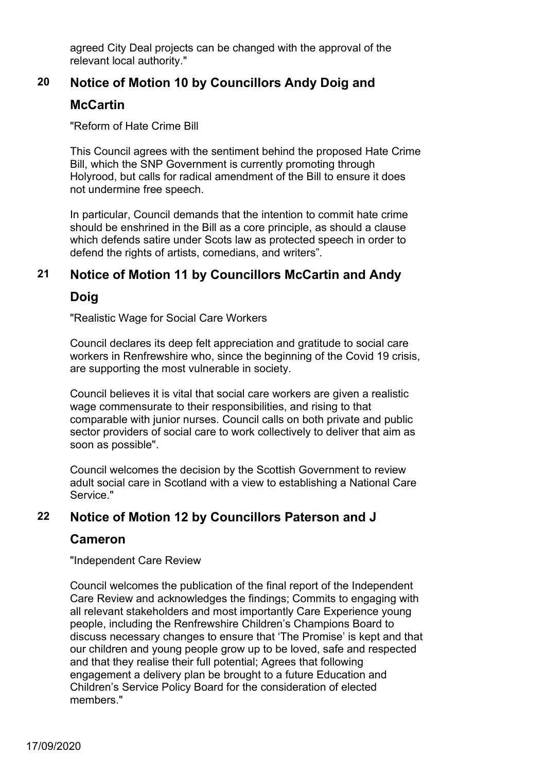agreed City Deal projects can be changed with the approval of the relevant local authority."

## 20 Notice of Motion 10 by Councillors Andy Doig and McCartin

"Reform of Hate Crime Bill

This Council agrees with the sentiment behind the proposed Hate Crime Bill, which the SNP Government is currently promoting through Holyrood, but calls for radical amendment of the Bill to ensure it does not undermine free speech.

In particular, Council demands that the intention to commit hate crime should be enshrined in the Bill as a core principle, as should a clause which defends satire under Scots law as protected speech in order to defend the rights of artists, comedians, and writers".

## 21 Notice of Motion 11 by Councillors McCartin and Andy Doig

"Realistic Wage for Social Care Workers

Council declares its deep felt appreciation and gratitude to social care workers in Renfrewshire who, since the beginning of the Covid 19 crisis, are supporting the most vulnerable in society.

Council believes it is vital that social care workers are given a realistic wage commensurate to their responsibilities, and rising to that comparable with junior nurses. Council calls on both private and public sector providers of social care to work collectively to deliver that aim as soon as possible".

Council welcomes the decision by the Scottish Government to review adult social care in Scotland with a view to establishing a National Care Service."

## 22 Notice of Motion 12 by Councillors Paterson and J Cameron

"Independent Care Review

Council welcomes the publication of the final report of the Independent Care Review and acknowledges the findings; Commits to engaging with all relevant stakeholders and most importantly Care Experience young people, including the Renfrewshire Children's Champions Board to discuss necessary changes to ensure that 'The Promise' is kept and that our children and young people grow up to be loved, safe and respected and that they realise their full potential; Agrees that following engagement a delivery plan be brought to a future Education and Children's Service Policy Board for the consideration of elected members."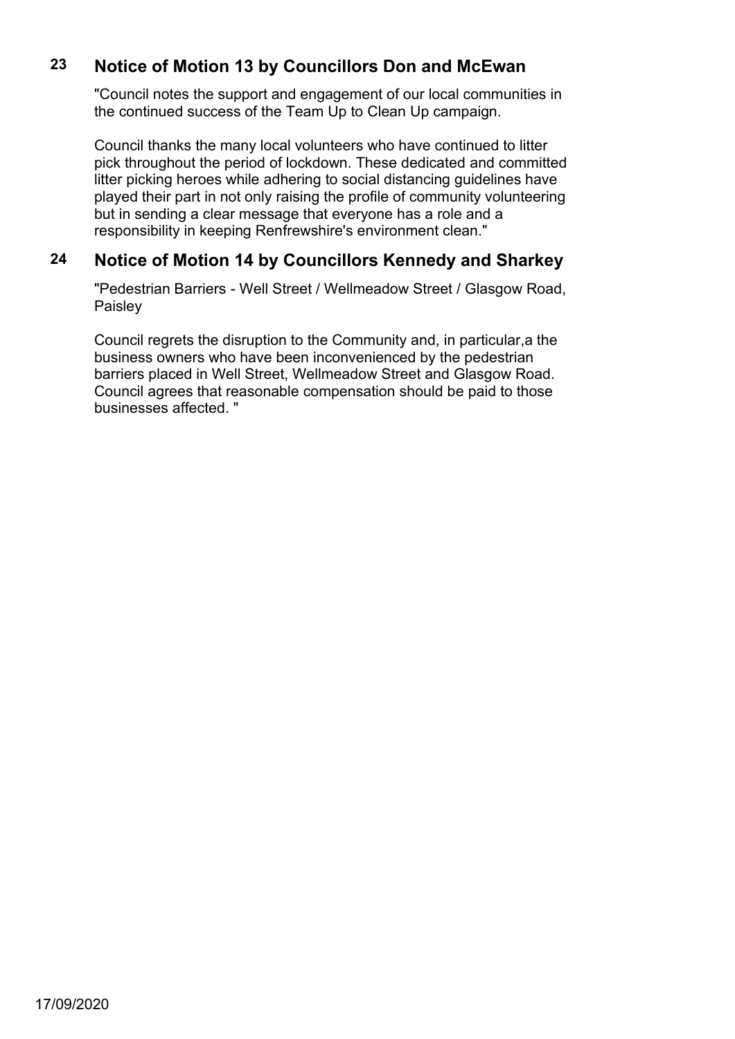## 23 Notice of Motion 13 by Councillors Don and McEwan

"Council notes the support and engagement of our local communities in the continued success of the Team Up to Clean Up campaign.

Council thanks the many local volunteers who have continued to litter pick throughout the period of lockdown. These dedicated and committed litter picking heroes while adhering to social distancing guidelines have played their part in not only raising the profile of community volunteering but in sending a clear message that everyone has a role and a responsibility in keeping Renfrewshire's environment clean."

## 24 Notice of Motion 14 by Councillors Kennedy and Sharkey

"Pedestrian Barriers - Well Street / Wellmeadow Street / Glasgow Road, Paisley

Council regrets the disruption to the Community and, in particular,a the business owners who have been inconvenienced by the pedestrian barriers placed in Well Street, Wellmeadow Street and Glasgow Road. Council agrees that reasonable compensation should be paid to those businesses affected. "